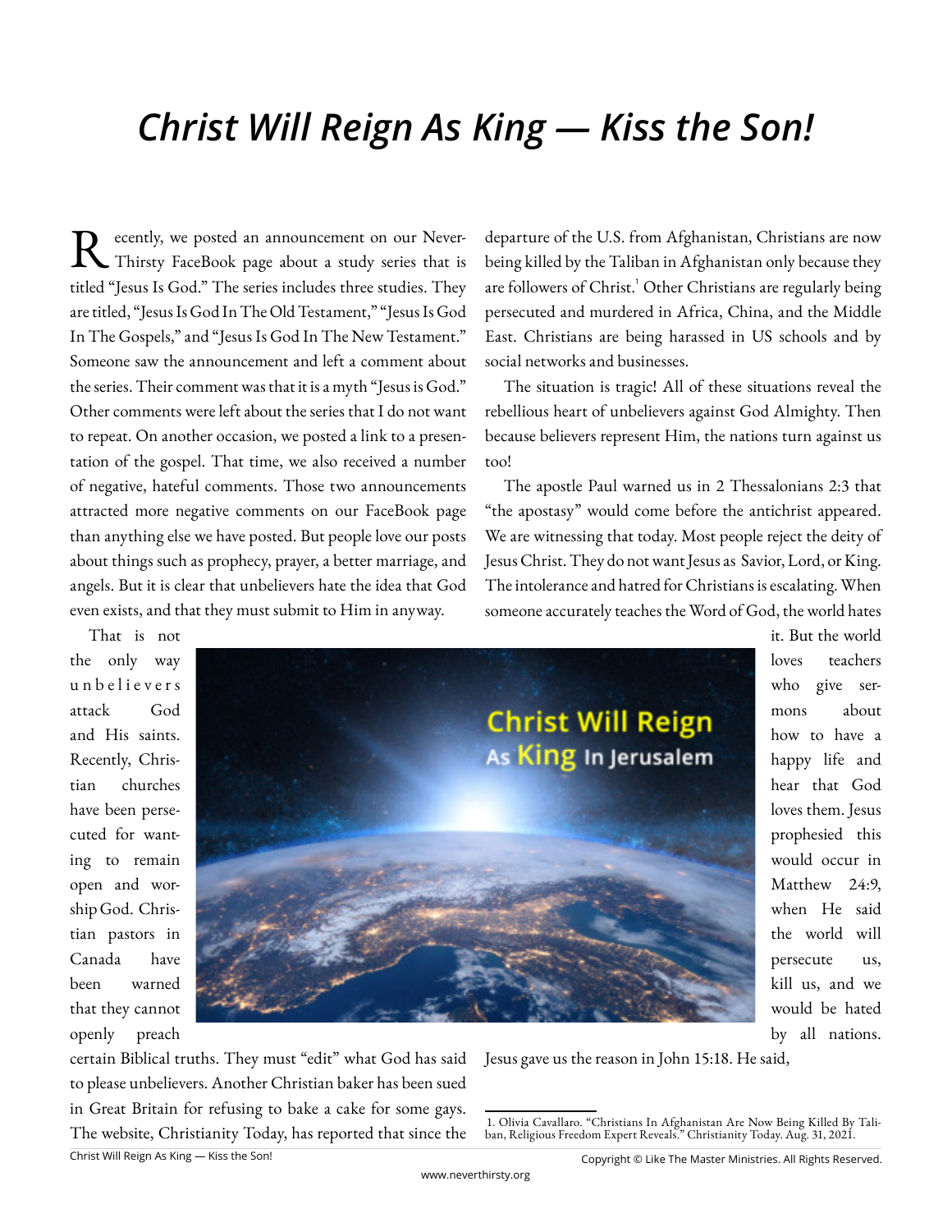# *Christ Will Reign As King — Kiss the Son!*

Recently, we posted an announcement on our NeverThirsty FaceBook page about a study series that is titled "Jesus Is God." The series includes three studies. They are titled, "Jesus Is God In The Old Testament," "Jesus Is God In The Gospels," and "Jesus Is God In The New Testament." Someone saw the announcement and left a comment about the series. Their comment was that it is a myth "Jesus is God." Other comments were left about the series that I do not want to repeat. On another occasion, we posted a link to a presentation of the gospel. That time, we also received a number of negative, hateful comments. Those two announcements attracted more negative comments on our FaceBook page than anything else we have posted. But people love our posts about things such as prophecy, prayer, a better marriage, and angels. But it is clear that unbelievers hate the idea that God even exists, and that they must submit to Him in anyway.

That is not the only way unbelievers attack God and His saints. Recently, Christian churches have been persecuted for wanting to remain open and worship God. Christian pastors in Canada have been warned that they cannot openly preach certain Biblical truths. They must "edit" what God has said to please unbelievers. Another Christian baker has been sued in Great Britain for refusing to bake a cake for some gays. The website, Christianity Today, has reported that since the departure of the U.S. from Afghanistan, Christians are now being killed by the Taliban in Afghanistan only because they are followers of Christ.[1] Other Christians are regularly being persecuted and murdered in Africa, China, and the Middle East. Christians are being harassed in US schools and by social networks and businesses.

The situation is tragic! All of these situations reveal the rebellious heart of unbelievers against God Almighty. Then because believers represent Him, the nations turn against us too!

The apostle Paul warned us in 2 Thessalonians 2:3 that "the apostasy" would come before the antichrist appeared. We are witnessing that today. Most people reject the deity of Jesus Christ. They do not want Jesus as Savior, Lord, or King. The intolerance and hatred for Christians is escalating. When someone accurately teaches the Word of God, the world hates it. But the world loves teachers who give sermons about how to have a happy life and hear that God loves them. Jesus prophesied this would occur in Matthew 24:9, when He said the world will persecute us, kill us, and we would be hated by all nations. Jesus gave us the reason in John 15:18. He said,

1. Olivia Cavallaro. "Christians In Afghanistan Are Now Being Killed By Taliban, Religious Freedom Expert Reveals." Christianity Today. Aug. 31, 2021.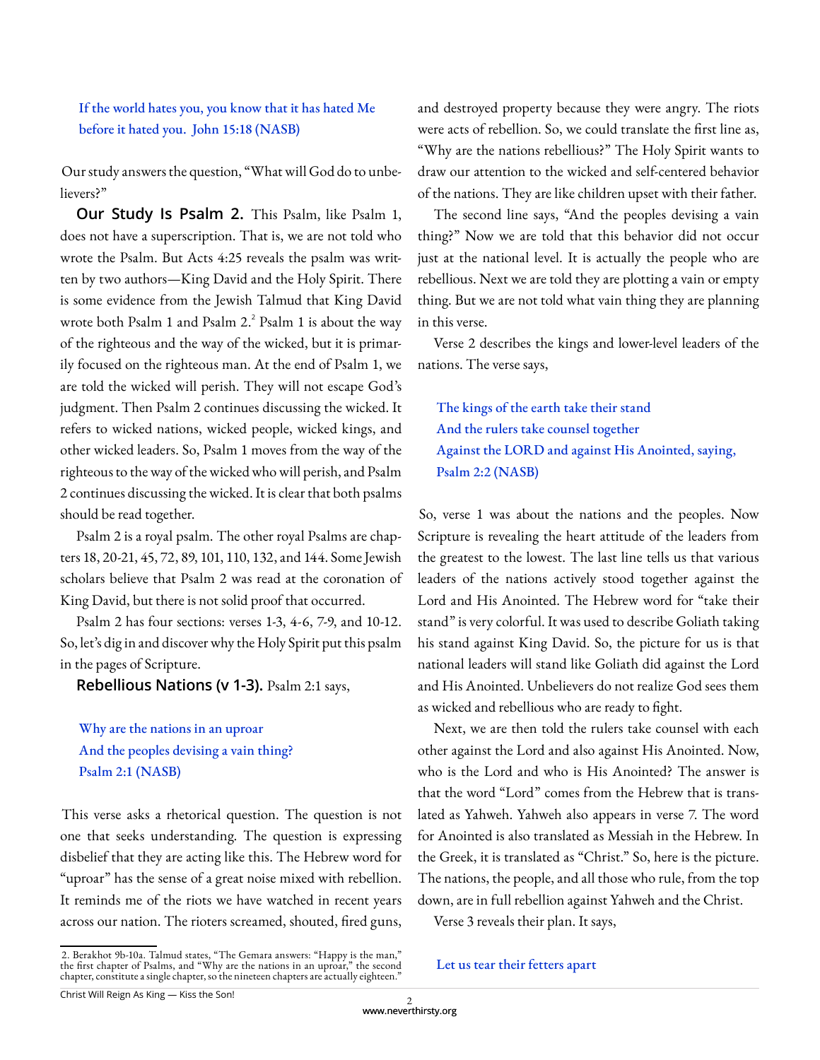> If the world hates you, you know that it has hated Me before it hated you. John 15:18 (NASB)

Our study answers the question, "What will God do to unbelievers?"

**Our Study Is Psalm 2.** This Psalm, like Psalm 1, does not have a superscription. That is, we are not told who wrote the Psalm. But Acts 4:25 reveals the psalm was written by two authors—King David and the Holy Spirit. There is some evidence from the Jewish Talmud that King David wrote both Psalm 1 and Psalm 2.[2] Psalm 1 is about the way of the righteous and the way of the wicked, but it is primarily focused on the righteous man. At the end of Psalm 1, we are told the wicked will perish. They will not escape God's judgment. Then Psalm 2 continues discussing the wicked. It refers to wicked nations, wicked people, wicked kings, and other wicked leaders. So, Psalm 1 moves from the way of the righteous to the way of the wicked who will perish, and Psalm 2 continues discussing the wicked. It is clear that both psalms should be read together.

Psalm 2 is a royal psalm. The other royal Psalms are chapters 18, 20-21, 45, 72, 89, 101, 110, 132, and 144. Some Jewish scholars believe that Psalm 2 was read at the coronation of King David, but there is not solid proof that occurred.

Psalm 2 has four sections: verses 1-3, 4-6, 7-9, and 10-12. So, let's dig in and discover why the Holy Spirit put this psalm in the pages of Scripture.

**Rebellious Nations (v 1-3).** Psalm 2:1 says,

> Why are the nations in an uproar
> And the peoples devising a vain thing?
> Psalm 2:1 (NASB)

This verse asks a rhetorical question. The question is not one that seeks understanding. The question is expressing disbelief that they are acting like this. The Hebrew word for "uproar" has the sense of a great noise mixed with rebellion. It reminds me of the riots we have watched in recent years across our nation. The rioters screamed, shouted, fired guns, and destroyed property because they were angry. The riots were acts of rebellion. So, we could translate the first line as, "Why are the nations rebellious?" The Holy Spirit wants to draw our attention to the wicked and self-centered behavior of the nations. They are like children upset with their father.

The second line says, "And the peoples devising a vain thing?" Now we are told that this behavior did not occur just at the national level. It is actually the people who are rebellious. Next we are told they are plotting a vain or empty thing. But we are not told what vain thing they are planning in this verse.

Verse 2 describes the kings and lower-level leaders of the nations. The verse says,

> The kings of the earth take their stand
> And the rulers take counsel together
> Against the LORD and against His Anointed, saying,
> Psalm 2:2 (NASB)

So, verse 1 was about the nations and the peoples. Now Scripture is revealing the heart attitude of the leaders from the greatest to the lowest. The last line tells us that various leaders of the nations actively stood together against the Lord and His Anointed. The Hebrew word for "take their stand" is very colorful. It was used to describe Goliath taking his stand against King David. So, the picture for us is that national leaders will stand like Goliath did against the Lord and His Anointed. Unbelievers do not realize God sees them as wicked and rebellious who are ready to fight.

Next, we are then told the rulers take counsel with each other against the Lord and also against His Anointed. Now, who is the Lord and who is His Anointed? The answer is that the word "Lord" comes from the Hebrew that is translated as Yahweh. Yahweh also appears in verse 7. The word for Anointed is also translated as Messiah in the Hebrew. In the Greek, it is translated as "Christ." So, here is the picture. The nations, the people, and all those who rule, from the top down, are in full rebellion against Yahweh and the Christ.

Verse 3 reveals their plan. It says,

> Let us tear their fetters apart

2. Berakhot 9b-10a. Talmud states, "The Gemara answers: "Happy is the man," the first chapter of Psalms, and "Why are the nations in an uproar," the second chapter, constitute a single chapter, so the nineteen chapters are actually eighteen."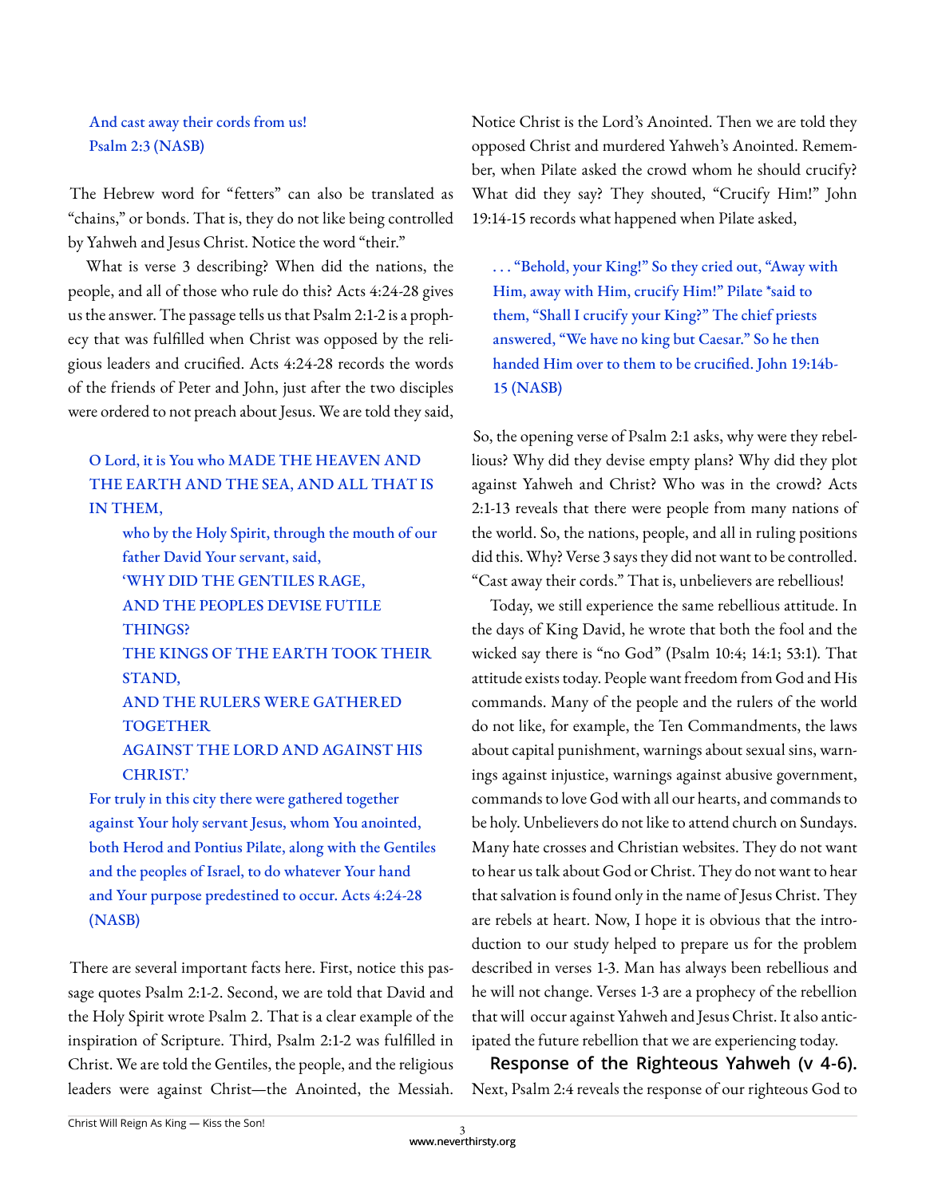> And cast away their cords from us!
> Psalm 2:3 (NASB)

The Hebrew word for "fetters" can also be translated as "chains," or bonds. That is, they do not like being controlled by Yahweh and Jesus Christ. Notice the word "their."

What is verse 3 describing? When did the nations, the people, and all of those who rule do this? Acts 4:24-28 gives us the answer. The passage tells us that Psalm 2:1-2 is a prophecy that was fulfilled when Christ was opposed by the religious leaders and crucified. Acts 4:24-28 records the words of the friends of Peter and John, just after the two disciples were ordered to not preach about Jesus. We are told they said,

> O Lord, it is You who MADE THE HEAVEN AND THE EARTH AND THE SEA, AND ALL THAT IS IN THEM,
>
> who by the Holy Spirit, through the mouth of our father David Your servant, said,
> 'WHY DID THE GENTILES RAGE,
> AND THE PEOPLES DEVISE FUTILE THINGS?
> THE KINGS OF THE EARTH TOOK THEIR STAND,
> AND THE RULERS WERE GATHERED TOGETHER
> AGAINST THE LORD AND AGAINST HIS CHRIST.'
>
> For truly in this city there were gathered together against Your holy servant Jesus, whom You anointed, both Herod and Pontius Pilate, along with the Gentiles and the peoples of Israel, to do whatever Your hand and Your purpose predestined to occur. Acts 4:24-28 (NASB)

There are several important facts here. First, notice this passage quotes Psalm 2:1-2. Second, we are told that David and the Holy Spirit wrote Psalm 2. That is a clear example of the inspiration of Scripture. Third, Psalm 2:1-2 was fulfilled in Christ. We are told the Gentiles, the people, and the religious leaders were against Christ—the Anointed, the Messiah. Notice Christ is the Lord's Anointed. Then we are told they opposed Christ and murdered Yahweh's Anointed. Remember, when Pilate asked the crowd whom he should crucify? What did they say? They shouted, "Crucify Him!" John 19:14-15 records what happened when Pilate asked,

> . . . "Behold, your King!" So they cried out, "Away with Him, away with Him, crucify Him!" Pilate *said to them, "Shall I crucify your King?" The chief priests answered, "We have no king but Caesar." So he then handed Him over to them to be crucified. John 19:14b-15 (NASB)

So, the opening verse of Psalm 2:1 asks, why were they rebellious? Why did they devise empty plans? Why did they plot against Yahweh and Christ? Who was in the crowd? Acts 2:1-13 reveals that there were people from many nations of the world. So, the nations, people, and all in ruling positions did this. Why? Verse 3 says they did not want to be controlled. "Cast away their cords." That is, unbelievers are rebellious!

Today, we still experience the same rebellious attitude. In the days of King David, he wrote that both the fool and the wicked say there is "no God" (Psalm 10:4; 14:1; 53:1). That attitude exists today. People want freedom from God and His commands. Many of the people and the rulers of the world do not like, for example, the Ten Commandments, the laws about capital punishment, warnings about sexual sins, warnings against injustice, warnings against abusive government, commands to love God with all our hearts, and commands to be holy. Unbelievers do not like to attend church on Sundays. Many hate crosses and Christian websites. They do not want to hear us talk about God or Christ. They do not want to hear that salvation is found only in the name of Jesus Christ. They are rebels at heart. Now, I hope it is obvious that the introduction to our study helped to prepare us for the problem described in verses 1-3. Man has always been rebellious and he will not change. Verses 1-3 are a prophecy of the rebellion that will occur against Yahweh and Jesus Christ. It also anticipated the future rebellion that we are experiencing today.

**Response of the Righteous Yahweh (v 4-6).** Next, Psalm 2:4 reveals the response of our righteous God to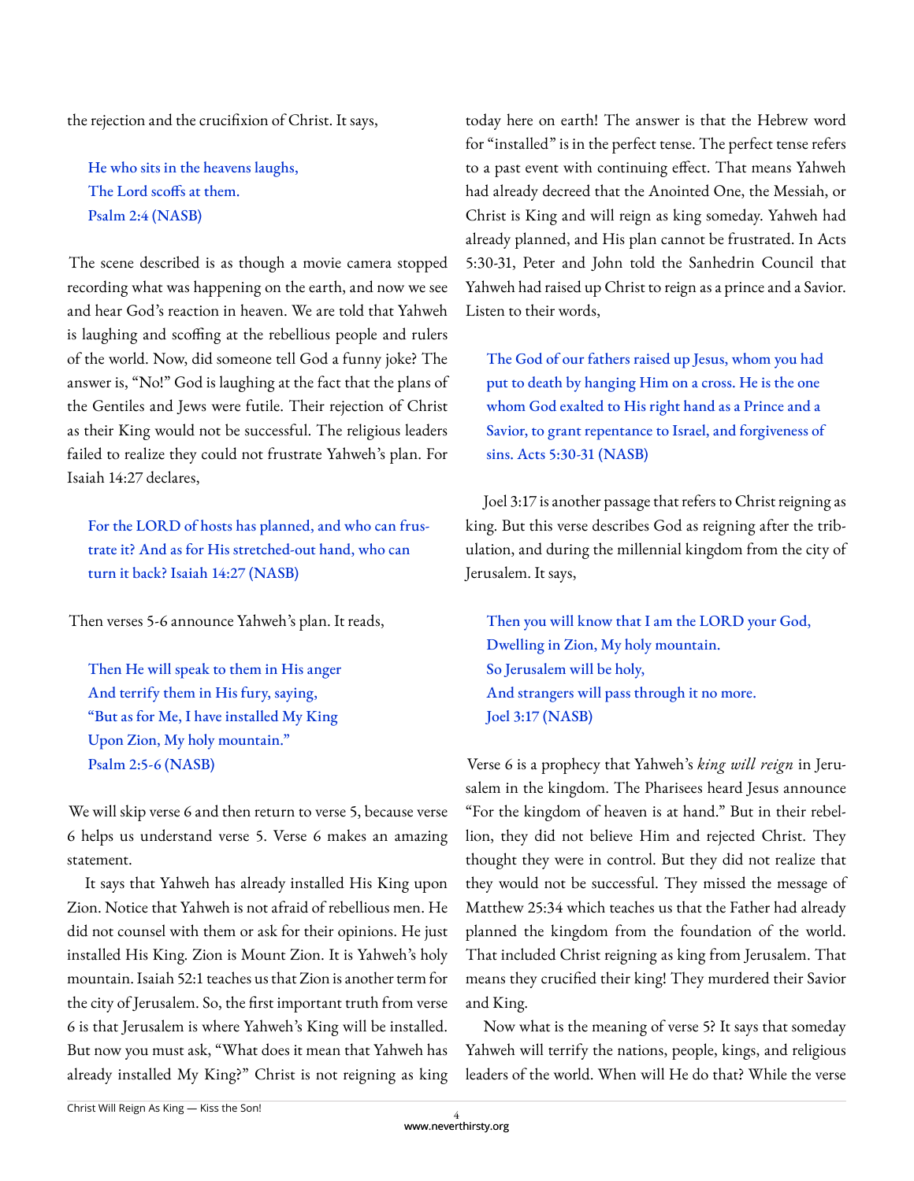the rejection and the crucifixion of Christ. It says,

> He who sits in the heavens laughs,
> The Lord scoffs at them.
> Psalm 2:4 (NASB)

The scene described is as though a movie camera stopped recording what was happening on the earth, and now we see and hear God's reaction in heaven. We are told that Yahweh is laughing and scoffing at the rebellious people and rulers of the world. Now, did someone tell God a funny joke? The answer is, "No!" God is laughing at the fact that the plans of the Gentiles and Jews were futile. Their rejection of Christ as their King would not be successful. The religious leaders failed to realize they could not frustrate Yahweh's plan. For Isaiah 14:27 declares,

> For the LORD of hosts has planned, and who can frustrate it? And as for His stretched-out hand, who can turn it back? Isaiah 14:27 (NASB)

Then verses 5-6 announce Yahweh's plan. It reads,

> Then He will speak to them in His anger
> And terrify them in His fury, saying,
> "But as for Me, I have installed My King
> Upon Zion, My holy mountain."
> Psalm 2:5-6 (NASB)

We will skip verse 6 and then return to verse 5, because verse 6 helps us understand verse 5. Verse 6 makes an amazing statement.

It says that Yahweh has already installed His King upon Zion. Notice that Yahweh is not afraid of rebellious men. He did not counsel with them or ask for their opinions. He just installed His King. Zion is Mount Zion. It is Yahweh's holy mountain. Isaiah 52:1 teaches us that Zion is another term for the city of Jerusalem. So, the first important truth from verse 6 is that Jerusalem is where Yahweh's King will be installed. But now you must ask, "What does it mean that Yahweh has already installed My King?" Christ is not reigning as king today here on earth! The answer is that the Hebrew word for "installed" is in the perfect tense. The perfect tense refers to a past event with continuing effect. That means Yahweh had already decreed that the Anointed One, the Messiah, or Christ is King and will reign as king someday. Yahweh had already planned, and His plan cannot be frustrated. In Acts 5:30-31, Peter and John told the Sanhedrin Council that Yahweh had raised up Christ to reign as a prince and a Savior. Listen to their words,

> The God of our fathers raised up Jesus, whom you had put to death by hanging Him on a cross. He is the one whom God exalted to His right hand as a Prince and a Savior, to grant repentance to Israel, and forgiveness of sins. Acts 5:30-31 (NASB)

Joel 3:17 is another passage that refers to Christ reigning as king. But this verse describes God as reigning after the tribulation, and during the millennial kingdom from the city of Jerusalem. It says,

> Then you will know that I am the LORD your God,
> Dwelling in Zion, My holy mountain.
> So Jerusalem will be holy,
> And strangers will pass through it no more.
> Joel 3:17 (NASB)

Verse 6 is a prophecy that Yahweh's *king will reign* in Jerusalem in the kingdom. The Pharisees heard Jesus announce "For the kingdom of heaven is at hand." But in their rebellion, they did not believe Him and rejected Christ. They thought they were in control. But they did not realize that they would not be successful. They missed the message of Matthew 25:34 which teaches us that the Father had already planned the kingdom from the foundation of the world. That included Christ reigning as king from Jerusalem. That means they crucified their king! They murdered their Savior and King.

Now what is the meaning of verse 5? It says that someday Yahweh will terrify the nations, people, kings, and religious leaders of the world. When will He do that? While the verse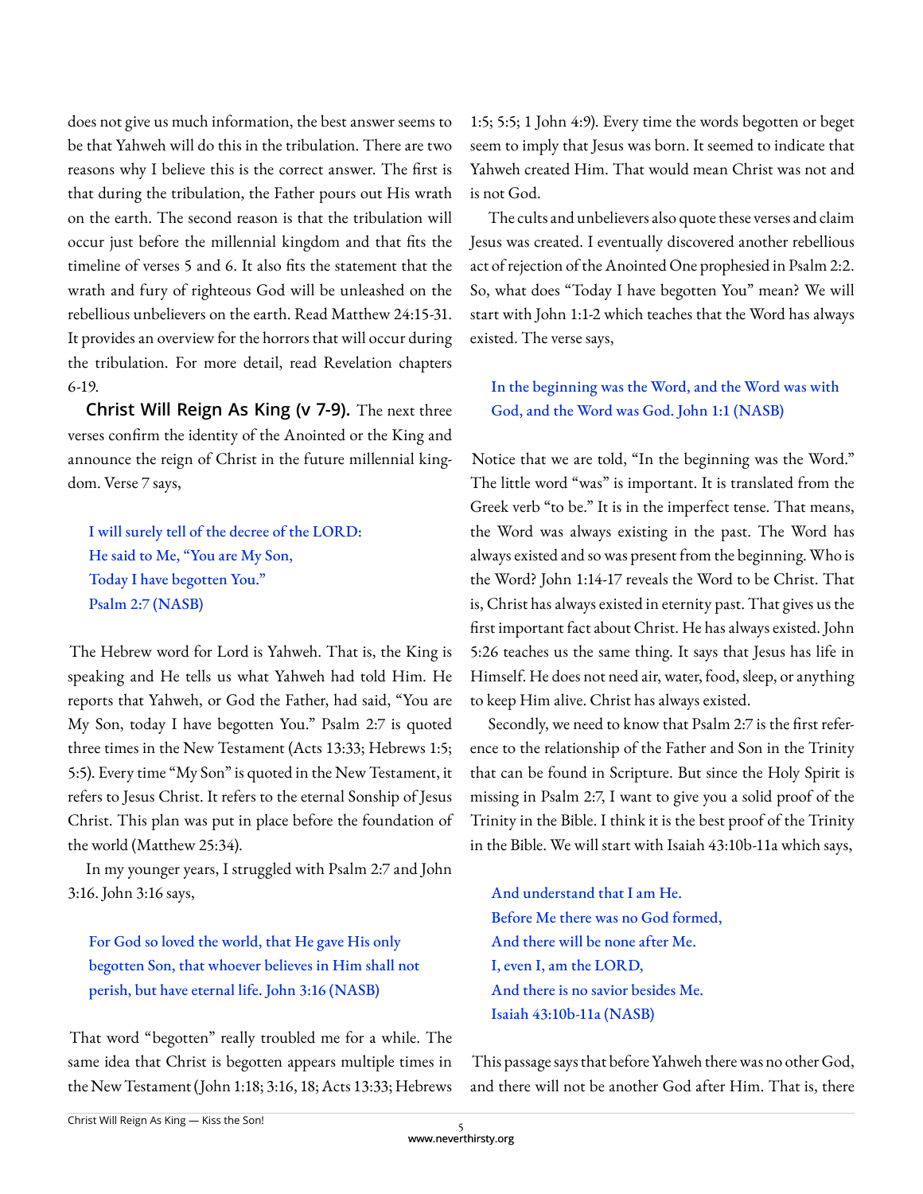does not give us much information, the best answer seems to be that Yahweh will do this in the tribulation. There are two reasons why I believe this is the correct answer. The first is that during the tribulation, the Father pours out His wrath on the earth. The second reason is that the tribulation will occur just before the millennial kingdom and that fits the timeline of verses 5 and 6. It also fits the statement that the wrath and fury of righteous God will be unleashed on the rebellious unbelievers on the earth. Read Matthew 24:15-31. It provides an overview for the horrors that will occur during the tribulation. For more detail, read Revelation chapters 6-19.

**Christ Will Reign As King (v 7-9).** The next three verses confirm the identity of the Anointed or the King and announce the reign of Christ in the future millennial kingdom. Verse 7 says,

> I will surely tell of the decree of the LORD:
> He said to Me, "You are My Son,
> Today I have begotten You."
> Psalm 2:7 (NASB)

The Hebrew word for Lord is Yahweh. That is, the King is speaking and He tells us what Yahweh had told Him. He reports that Yahweh, or God the Father, had said, "You are My Son, today I have begotten You." Psalm 2:7 is quoted three times in the New Testament (Acts 13:33; Hebrews 1:5; 5:5). Every time "My Son" is quoted in the New Testament, it refers to Jesus Christ. It refers to the eternal Sonship of Jesus Christ. This plan was put in place before the foundation of the world (Matthew 25:34).

In my younger years, I struggled with Psalm 2:7 and John 3:16. John 3:16 says,

> For God so loved the world, that He gave His only begotten Son, that whoever believes in Him shall not perish, but have eternal life. John 3:16 (NASB)

That word "begotten" really troubled me for a while. The same idea that Christ is begotten appears multiple times in the New Testament (John 1:18; 3:16, 18; Acts 13:33; Hebrews 1:5; 5:5; 1 John 4:9). Every time the words begotten or beget seem to imply that Jesus was born. It seemed to indicate that Yahweh created Him. That would mean Christ was not and is not God.

The cults and unbelievers also quote these verses and claim Jesus was created. I eventually discovered another rebellious act of rejection of the Anointed One prophesied in Psalm 2:2. So, what does "Today I have begotten You" mean? We will start with John 1:1-2 which teaches that the Word has always existed. The verse says,

> In the beginning was the Word, and the Word was with God, and the Word was God. John 1:1 (NASB)

Notice that we are told, "In the beginning was the Word." The little word "was" is important. It is translated from the Greek verb "to be." It is in the imperfect tense. That means, the Word was always existing in the past. The Word has always existed and so was present from the beginning. Who is the Word? John 1:14-17 reveals the Word to be Christ. That is, Christ has always existed in eternity past. That gives us the first important fact about Christ. He has always existed. John 5:26 teaches us the same thing. It says that Jesus has life in Himself. He does not need air, water, food, sleep, or anything to keep Him alive. Christ has always existed.

Secondly, we need to know that Psalm 2:7 is the first reference to the relationship of the Father and Son in the Trinity that can be found in Scripture. But since the Holy Spirit is missing in Psalm 2:7, I want to give you a solid proof of the Trinity in the Bible. I think it is the best proof of the Trinity in the Bible. We will start with Isaiah 43:10b-11a which says,

> And understand that I am He.
> Before Me there was no God formed,
> And there will be none after Me.
> I, even I, am the LORD,
> And there is no savior besides Me.
> Isaiah 43:10b-11a (NASB)

This passage says that before Yahweh there was no other God, and there will not be another God after Him. That is, there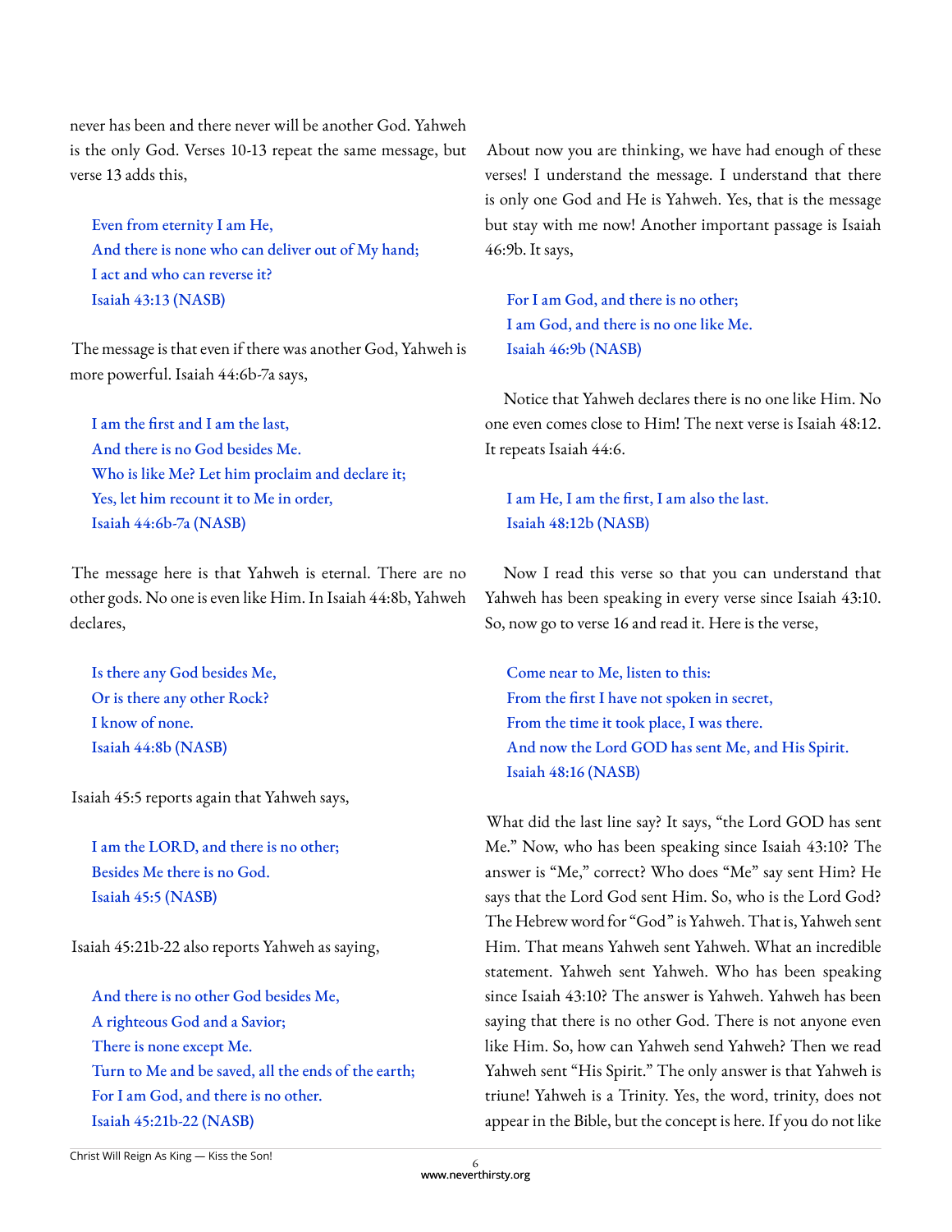never has been and there never will be another God. Yahweh is the only God. Verses 10-13 repeat the same message, but verse 13 adds this,

> Even from eternity I am He,
> And there is none who can deliver out of My hand;
> I act and who can reverse it?
> Isaiah 43:13 (NASB)

The message is that even if there was another God, Yahweh is more powerful. Isaiah 44:6b-7a says,

> I am the first and I am the last,
> And there is no God besides Me.
> Who is like Me? Let him proclaim and declare it;
> Yes, let him recount it to Me in order,
> Isaiah 44:6b-7a (NASB)

The message here is that Yahweh is eternal. There are no other gods. No one is even like Him. In Isaiah 44:8b, Yahweh declares,

> Is there any God besides Me,
> Or is there any other Rock?
> I know of none.
> Isaiah 44:8b (NASB)

Isaiah 45:5 reports again that Yahweh says,

> I am the LORD, and there is no other;
> Besides Me there is no God.
> Isaiah 45:5 (NASB)

Isaiah 45:21b-22 also reports Yahweh as saying,

> And there is no other God besides Me,
> A righteous God and a Savior;
> There is none except Me.
> Turn to Me and be saved, all the ends of the earth;
> For I am God, and there is no other.
> Isaiah 45:21b-22 (NASB)

About now you are thinking, we have had enough of these verses! I understand the message. I understand that there is only one God and He is Yahweh. Yes, that is the message but stay with me now! Another important passage is Isaiah 46:9b. It says,

> For I am God, and there is no other;
> I am God, and there is no one like Me.
> Isaiah 46:9b (NASB)

Notice that Yahweh declares there is no one like Him. No one even comes close to Him! The next verse is Isaiah 48:12. It repeats Isaiah 44:6.

> I am He, I am the first, I am also the last.
> Isaiah 48:12b (NASB)

Now I read this verse so that you can understand that Yahweh has been speaking in every verse since Isaiah 43:10. So, now go to verse 16 and read it. Here is the verse,

> Come near to Me, listen to this:
> From the first I have not spoken in secret,
> From the time it took place, I was there.
> And now the Lord GOD has sent Me, and His Spirit.
> Isaiah 48:16 (NASB)

What did the last line say? It says, "the Lord GOD has sent Me." Now, who has been speaking since Isaiah 43:10? The answer is "Me," correct? Who does "Me" say sent Him? He says that the Lord God sent Him. So, who is the Lord God? The Hebrew word for "God" is Yahweh. That is, Yahweh sent Him. That means Yahweh sent Yahweh. What an incredible statement. Yahweh sent Yahweh. Who has been speaking since Isaiah 43:10? The answer is Yahweh. Yahweh has been saying that there is no other God. There is not anyone even like Him. So, how can Yahweh send Yahweh? Then we read Yahweh sent "His Spirit." The only answer is that Yahweh is triune! Yahweh is a Trinity. Yes, the word, trinity, does not appear in the Bible, but the concept is here. If you do not like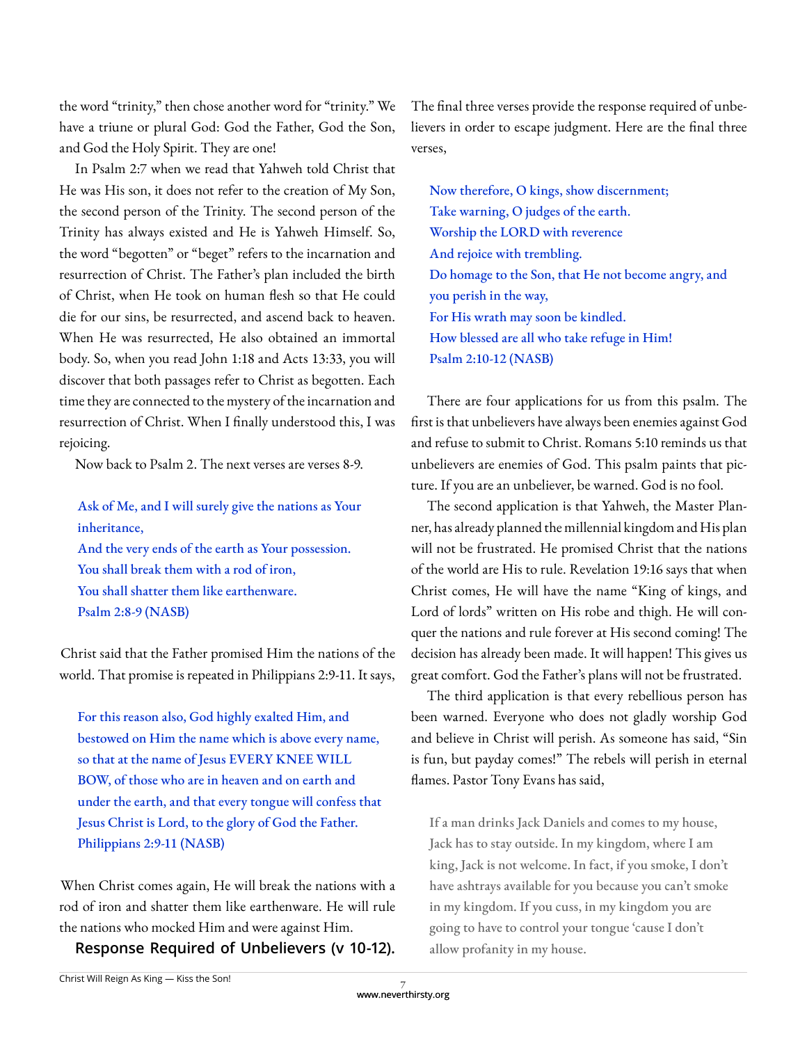the word "trinity," then chose another word for "trinity." We have a triune or plural God: God the Father, God the Son, and God the Holy Spirit. They are one!

In Psalm 2:7 when we read that Yahweh told Christ that He was His son, it does not refer to the creation of My Son, the second person of the Trinity. The second person of the Trinity has always existed and He is Yahweh Himself. So, the word "begotten" or "beget" refers to the incarnation and resurrection of Christ. The Father's plan included the birth of Christ, when He took on human flesh so that He could die for our sins, be resurrected, and ascend back to heaven. When He was resurrected, He also obtained an immortal body. So, when you read John 1:18 and Acts 13:33, you will discover that both passages refer to Christ as begotten. Each time they are connected to the mystery of the incarnation and resurrection of Christ. When I finally understood this, I was rejoicing.

Now back to Psalm 2. The next verses are verses 8-9.

> Ask of Me, and I will surely give the nations as Your inheritance,
> And the very ends of the earth as Your possession.
> You shall break them with a rod of iron,
> You shall shatter them like earthenware.
> Psalm 2:8-9 (NASB)

Christ said that the Father promised Him the nations of the world. That promise is repeated in Philippians 2:9-11. It says,

> For this reason also, God highly exalted Him, and bestowed on Him the name which is above every name, so that at the name of Jesus EVERY KNEE WILL BOW, of those who are in heaven and on earth and under the earth, and that every tongue will confess that Jesus Christ is Lord, to the glory of God the Father. Philippians 2:9-11 (NASB)

When Christ comes again, He will break the nations with a rod of iron and shatter them like earthenware. He will rule the nations who mocked Him and were against Him.

## Response Required of Unbelievers (v 10-12).

The final three verses provide the response required of unbelievers in order to escape judgment. Here are the final three verses,

> Now therefore, O kings, show discernment;
> Take warning, O judges of the earth.
> Worship the LORD with reverence
> And rejoice with trembling.
> Do homage to the Son, that He not become angry, and you perish in the way,
> For His wrath may soon be kindled.
> How blessed are all who take refuge in Him!
> Psalm 2:10-12 (NASB)

There are four applications for us from this psalm. The first is that unbelievers have always been enemies against God and refuse to submit to Christ. Romans 5:10 reminds us that unbelievers are enemies of God. This psalm paints that picture. If you are an unbeliever, be warned. God is no fool.

The second application is that Yahweh, the Master Planner, has already planned the millennial kingdom and His plan will not be frustrated. He promised Christ that the nations of the world are His to rule. Revelation 19:16 says that when Christ comes, He will have the name "King of kings, and Lord of lords" written on His robe and thigh. He will conquer the nations and rule forever at His second coming! The decision has already been made. It will happen! This gives us great comfort. God the Father's plans will not be frustrated.

The third application is that every rebellious person has been warned. Everyone who does not gladly worship God and believe in Christ will perish. As someone has said, "Sin is fun, but payday comes!" The rebels will perish in eternal flames. Pastor Tony Evans has said,

> If a man drinks Jack Daniels and comes to my house, Jack has to stay outside. In my kingdom, where I am king, Jack is not welcome. In fact, if you smoke, I don't have ashtrays available for you because you can't smoke in my kingdom. If you cuss, in my kingdom you are going to have to control your tongue 'cause I don't allow profanity in my house.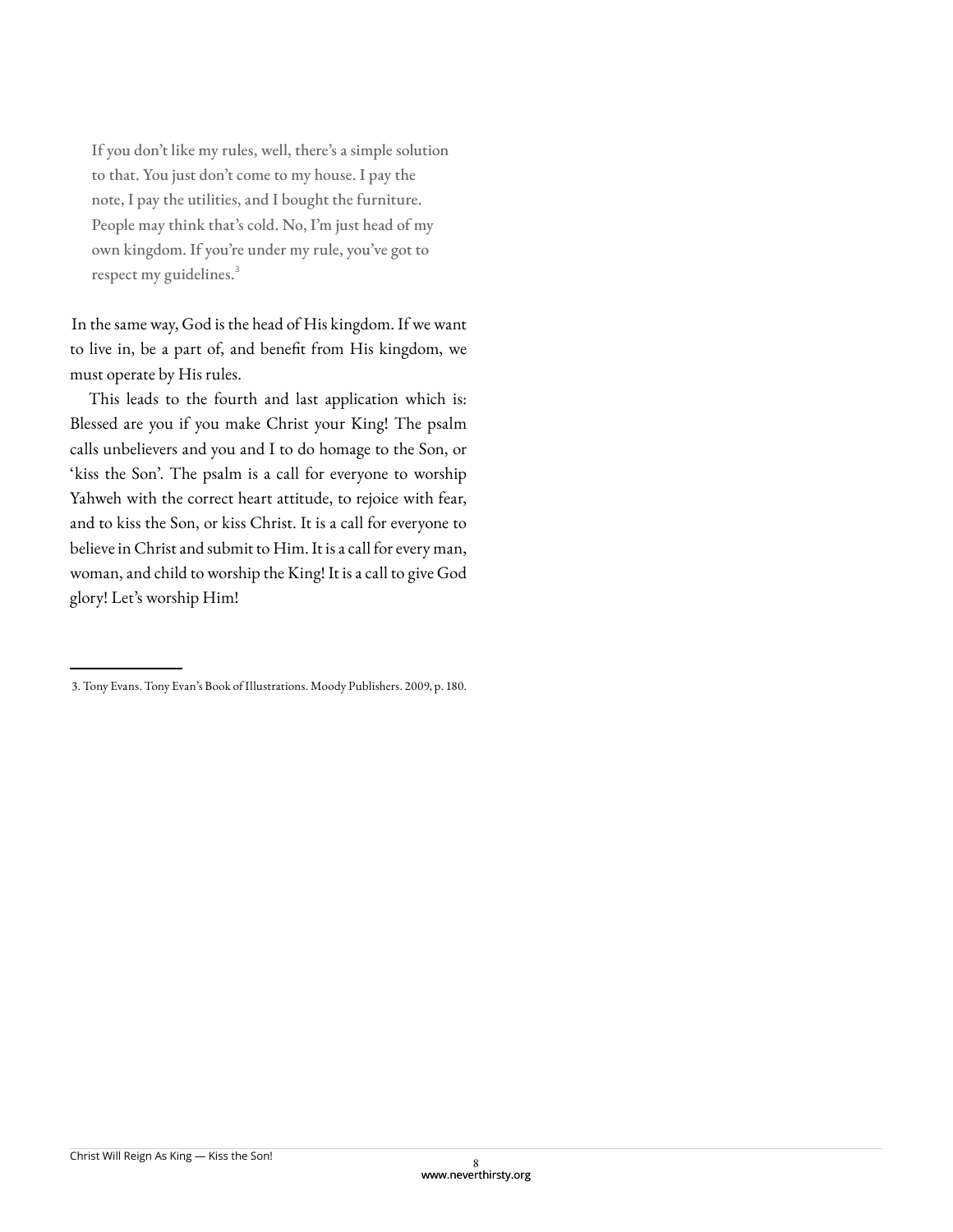> If you don't like my rules, well, there's a simple solution to that. You just don't come to my house. I pay the note, I pay the utilities, and I bought the furniture. People may think that's cold. No, I'm just head of my own kingdom. If you're under my rule, you've got to respect my guidelines.[3]

In the same way, God is the head of His kingdom. If we want to live in, be a part of, and benefit from His kingdom, we must operate by His rules.

This leads to the fourth and last application which is: Blessed are you if you make Christ your King! The psalm calls unbelievers and you and I to do homage to the Son, or 'kiss the Son'. The psalm is a call for everyone to worship Yahweh with the correct heart attitude, to rejoice with fear, and to kiss the Son, or kiss Christ. It is a call for everyone to believe in Christ and submit to Him. It is a call for every man, woman, and child to worship the King! It is a call to give God glory! Let's worship Him!

---

3. Tony Evans. Tony Evan's Book of Illustrations. Moody Publishers. 2009, p. 180.